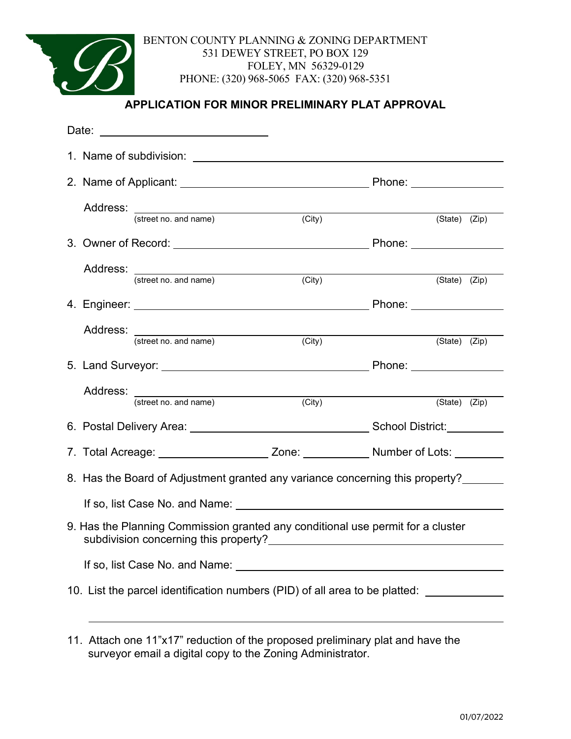BENTON COUNTY PLANNING & ZONING DEPARTMENT
531 DEWEY STREET, PO BOX 129
FOLEY, MN 56329-0129
PHONE: (320) 968-5065 FAX: (320) 968-5351

## APPLICATION FOR MINOR PRELIMINARY PLAT APPROVAL

Date: ____________________________

1. Name of subdivision: ____________________________________________

2. Name of Applicant: ______________________________ Phone: ______________

   Address: ____________________________________________
   (street no. and name) (City) (State) (Zip)

3. Owner of Record: ______________________________ Phone: ______________

   Address: ____________________________________________
   (street no. and name) (City) (State) (Zip)

4. Engineer: ______________________________ Phone: ______________

   Address: ____________________________________________
   (street no. and name) (City) (State) (Zip)

5. Land Surveyor: ______________________________ Phone: ______________

   Address: ____________________________________________
   (street no. and name) (City) (State) (Zip)

6. Postal Delivery Area: ______________________________ School District: __________

7. Total Acreage: ________________ Zone: __________ Number of Lots: ________

8. Has the Board of Adjustment granted any variance concerning this property? _______

   If so, list Case No. and Name: ____________________________________________

9. Has the Planning Commission granted any conditional use permit for a cluster subdivision concerning this property? ____________________________________________

   If so, list Case No. and Name: ____________________________________________

10. List the parcel identification numbers (PID) of all area to be platted: ____________

    ____________________________________________________________________________

11. Attach one 11"x17" reduction of the proposed preliminary plat and have the surveyor email a digital copy to the Zoning Administrator.

01/07/2022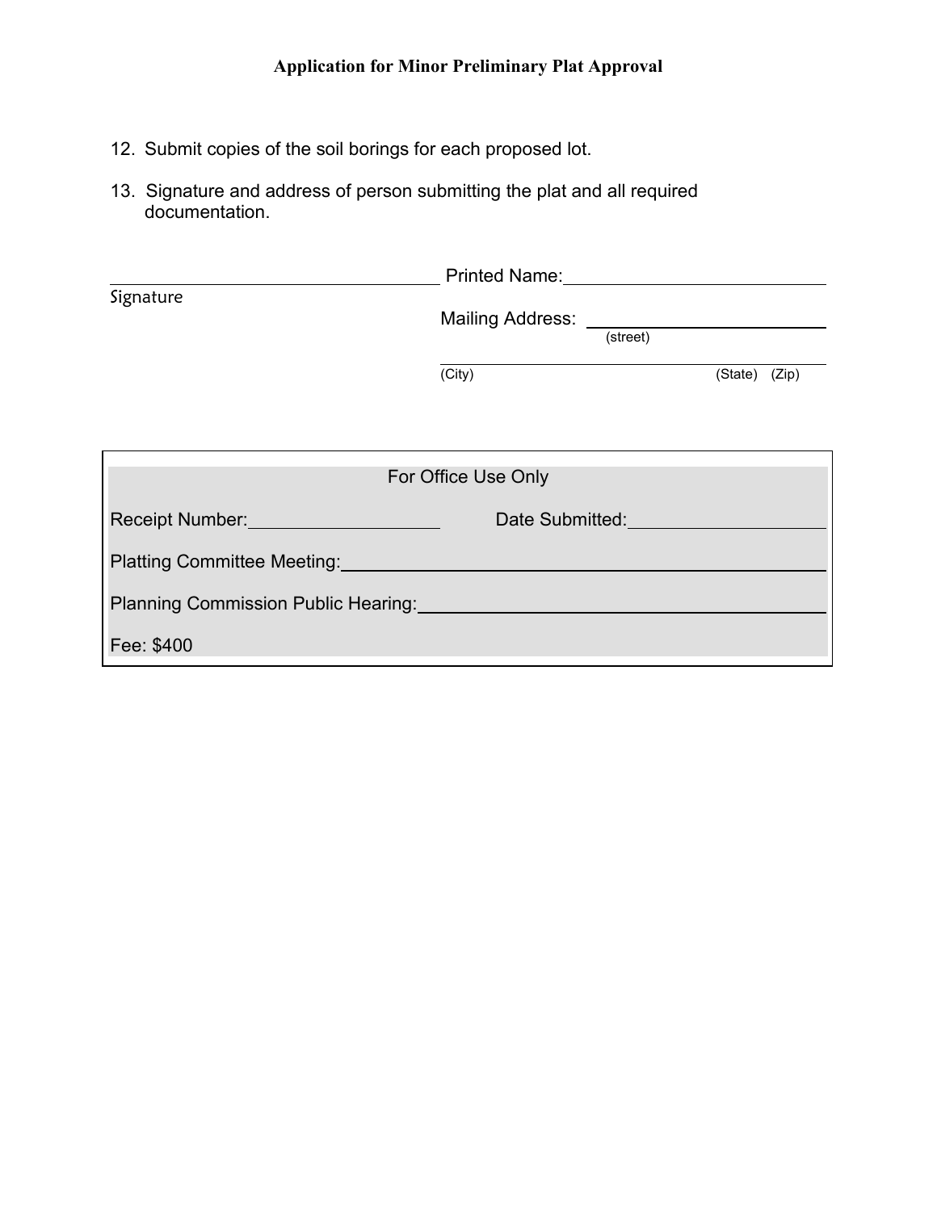**Application for Minor Preliminary Plat Approval**

12. Submit copies of the soil borings for each proposed lot.

13. Signature and address of person submitting the plat and all required documentation.

\_\_\_\_\_\_\_\_\_\_\_\_\_\_\_\_\_\_\_\_\_\_\_\_\_\_\_\_\_\_\_\_ Printed Name: \_\_\_\_\_\_\_\_\_\_\_\_\_\_\_\_\_\_\_\_\_\_\_\_\_\_

Signature

Mailing Address: \_\_\_\_\_\_\_\_\_\_\_\_\_\_\_\_\_\_\_\_\_\_\_\_\_\_
(street)

\_\_\_\_\_\_\_\_\_\_\_\_\_\_\_\_\_\_\_\_\_\_\_\_\_\_\_\_\_\_\_\_\_\_\_\_\_\_
(City) (State) (Zip)

| For Office Use Only | |
|---|---|
| Receipt Number: \_\_\_\_\_\_\_\_\_\_\_\_\_\_\_\_ | Date Submitted: \_\_\_\_\_\_\_\_\_\_\_\_\_\_\_\_ |
| Platting Committee Meeting: \_\_\_\_\_\_\_\_\_\_\_\_\_\_\_\_\_\_\_\_\_\_\_\_\_\_\_\_ | |
| Planning Commission Public Hearing: \_\_\_\_\_\_\_\_\_\_\_\_\_\_\_\_\_\_\_\_\_\_\_\_ | |
| Fee: $400 | |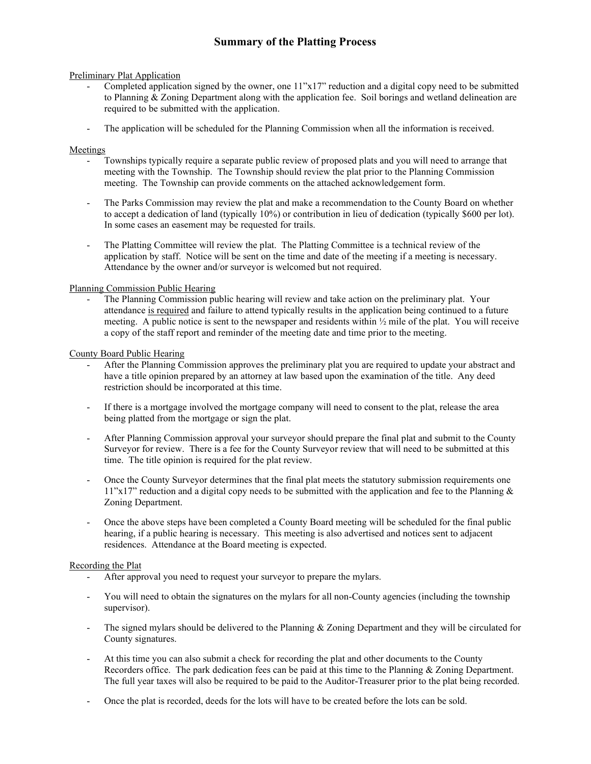# Summary of the Platting Process

## Preliminary Plat Application

- Completed application signed by the owner, one 11"x17" reduction and a digital copy need to be submitted to Planning & Zoning Department along with the application fee. Soil borings and wetland delineation are required to be submitted with the application.

- The application will be scheduled for the Planning Commission when all the information is received.

## Meetings

- Townships typically require a separate public review of proposed plats and you will need to arrange that meeting with the Township. The Township should review the plat prior to the Planning Commission meeting. The Township can provide comments on the attached acknowledgement form.

- The Parks Commission may review the plat and make a recommendation to the County Board on whether to accept a dedication of land (typically 10%) or contribution in lieu of dedication (typically $600 per lot). In some cases an easement may be requested for trails.

- The Platting Committee will review the plat. The Platting Committee is a technical review of the application by staff. Notice will be sent on the time and date of the meeting if a meeting is necessary. Attendance by the owner and/or surveyor is welcomed but not required.

## Planning Commission Public Hearing

- The Planning Commission public hearing will review and take action on the preliminary plat. Your attendance <u>is required</u> and failure to attend typically results in the application being continued to a future meeting. A public notice is sent to the newspaper and residents within ½ mile of the plat. You will receive a copy of the staff report and reminder of the meeting date and time prior to the meeting.

## County Board Public Hearing

- After the Planning Commission approves the preliminary plat you are required to update your abstract and have a title opinion prepared by an attorney at law based upon the examination of the title. Any deed restriction should be incorporated at this time.

- If there is a mortgage involved the mortgage company will need to consent to the plat, release the area being platted from the mortgage or sign the plat.

- After Planning Commission approval your surveyor should prepare the final plat and submit to the County Surveyor for review. There is a fee for the County Surveyor review that will need to be submitted at this time. The title opinion is required for the plat review.

- Once the County Surveyor determines that the final plat meets the statutory submission requirements one 11"x17" reduction and a digital copy needs to be submitted with the application and fee to the Planning & Zoning Department.

- Once the above steps have been completed a County Board meeting will be scheduled for the final public hearing, if a public hearing is necessary. This meeting is also advertised and notices sent to adjacent residences. Attendance at the Board meeting is expected.

## Recording the Plat

- After approval you need to request your surveyor to prepare the mylars.

- You will need to obtain the signatures on the mylars for all non-County agencies (including the township supervisor).

- The signed mylars should be delivered to the Planning & Zoning Department and they will be circulated for County signatures.

- At this time you can also submit a check for recording the plat and other documents to the County Recorders office. The park dedication fees can be paid at this time to the Planning & Zoning Department. The full year taxes will also be required to be paid to the Auditor-Treasurer prior to the plat being recorded.

- Once the plat is recorded, deeds for the lots will have to be created before the lots can be sold.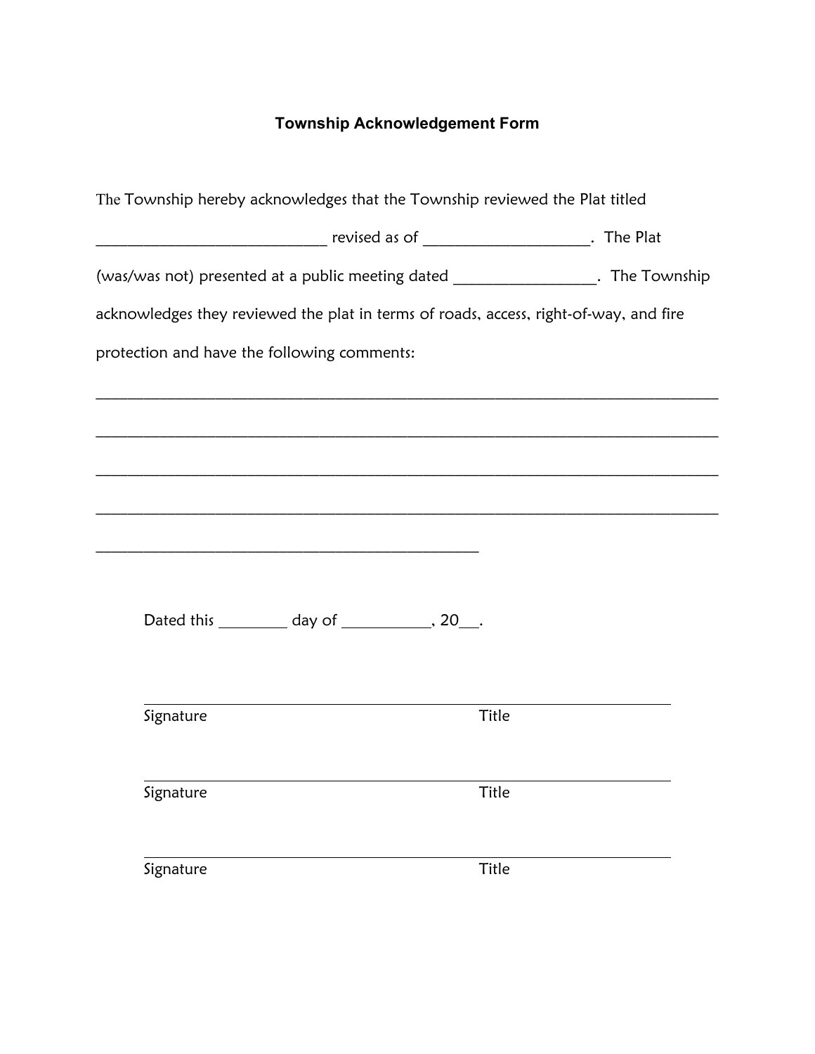# Township Acknowledgement Form

The Township hereby acknowledges that the Township reviewed the Plat titled ______________________________ revised as of _____________________. The Plat (was/was not) presented at a public meeting dated __________________. The Township acknowledges they reviewed the plat in terms of roads, access, right-of-way, and fire protection and have the following comments:

_________________________________________________________________________________

_________________________________________________________________________________

_________________________________________________________________________________

_________________________________________________________________________________

__________________________________________________

Dated this _________ day of ____________, 20___.

______________________________________________________________________

Signature Title

______________________________________________________________________

Signature Title

______________________________________________________________________

Signature Title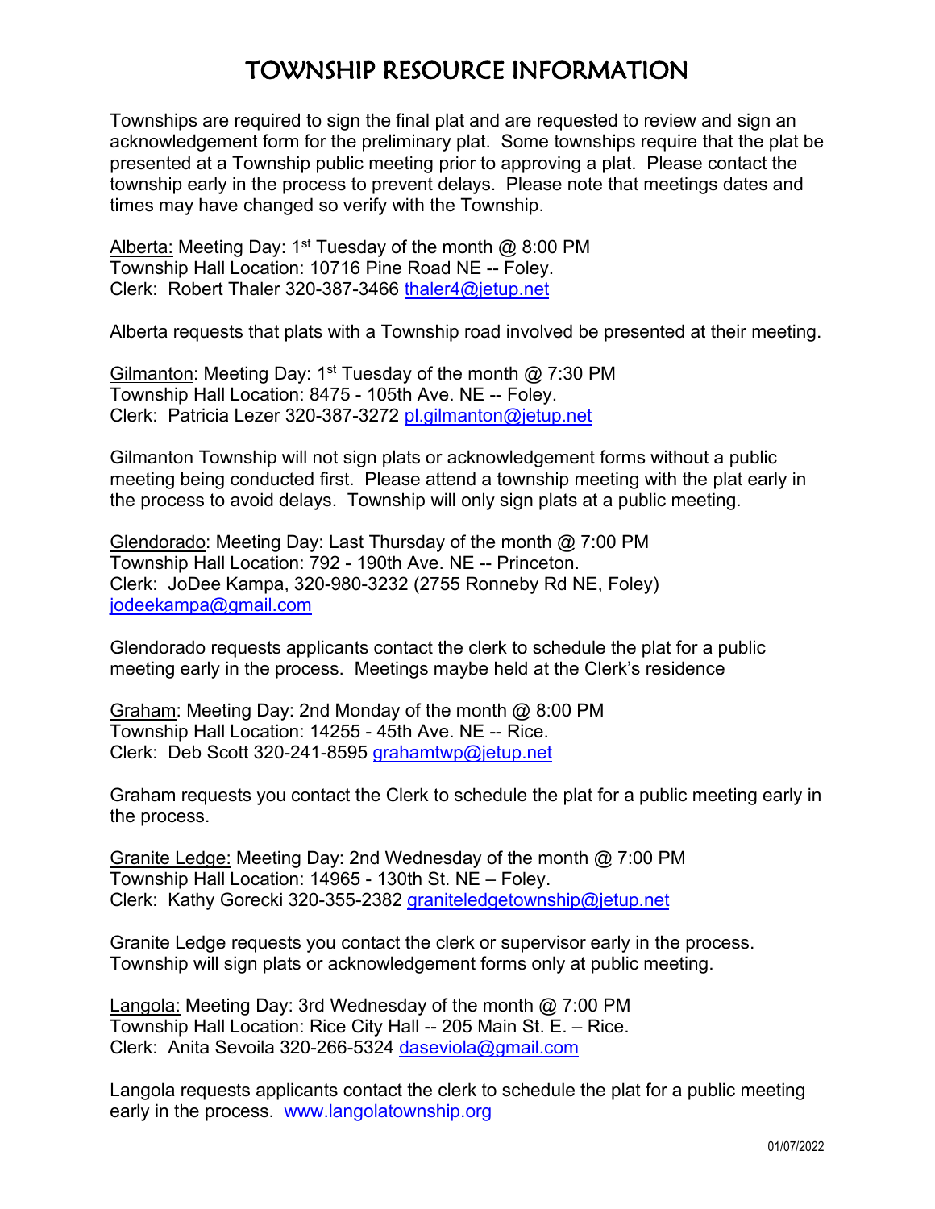# TOWNSHIP RESOURCE INFORMATION

Townships are required to sign the final plat and are requested to review and sign an acknowledgement form for the preliminary plat. Some townships require that the plat be presented at a Township public meeting prior to approving a plat. Please contact the township early in the process to prevent delays. Please note that meetings dates and times may have changed so verify with the Township.

Alberta: Meeting Day: 1st Tuesday of the month @ 8:00 PM
Township Hall Location: 10716 Pine Road NE -- Foley.
Clerk: Robert Thaler 320-387-3466 thaler4@jetup.net

Alberta requests that plats with a Township road involved be presented at their meeting.

Gilmanton: Meeting Day: 1st Tuesday of the month @ 7:30 PM
Township Hall Location: 8475 - 105th Ave. NE -- Foley.
Clerk: Patricia Lezer 320-387-3272 pl.gilmanton@jetup.net

Gilmanton Township will not sign plats or acknowledgement forms without a public meeting being conducted first. Please attend a township meeting with the plat early in the process to avoid delays. Township will only sign plats at a public meeting.

Glendorado: Meeting Day: Last Thursday of the month @ 7:00 PM
Township Hall Location: 792 - 190th Ave. NE -- Princeton.
Clerk: JoDee Kampa, 320-980-3232 (2755 Ronneby Rd NE, Foley)
jodeekampa@gmail.com

Glendorado requests applicants contact the clerk to schedule the plat for a public meeting early in the process. Meetings maybe held at the Clerk's residence

Graham: Meeting Day: 2nd Monday of the month @ 8:00 PM
Township Hall Location: 14255 - 45th Ave. NE -- Rice.
Clerk: Deb Scott 320-241-8595 grahamtwp@jetup.net

Graham requests you contact the Clerk to schedule the plat for a public meeting early in the process.

Granite Ledge: Meeting Day: 2nd Wednesday of the month @ 7:00 PM
Township Hall Location: 14965 - 130th St. NE – Foley.
Clerk: Kathy Gorecki 320-355-2382 graniteledgetownship@jetup.net

Granite Ledge requests you contact the clerk or supervisor early in the process. Township will sign plats or acknowledgement forms only at public meeting.

Langola: Meeting Day: 3rd Wednesday of the month @ 7:00 PM
Township Hall Location: Rice City Hall -- 205 Main St. E. – Rice.
Clerk: Anita Sevoila 320-266-5324 daseviola@gmail.com

Langola requests applicants contact the clerk to schedule the plat for a public meeting early in the process. www.langolatownship.org

01/07/2022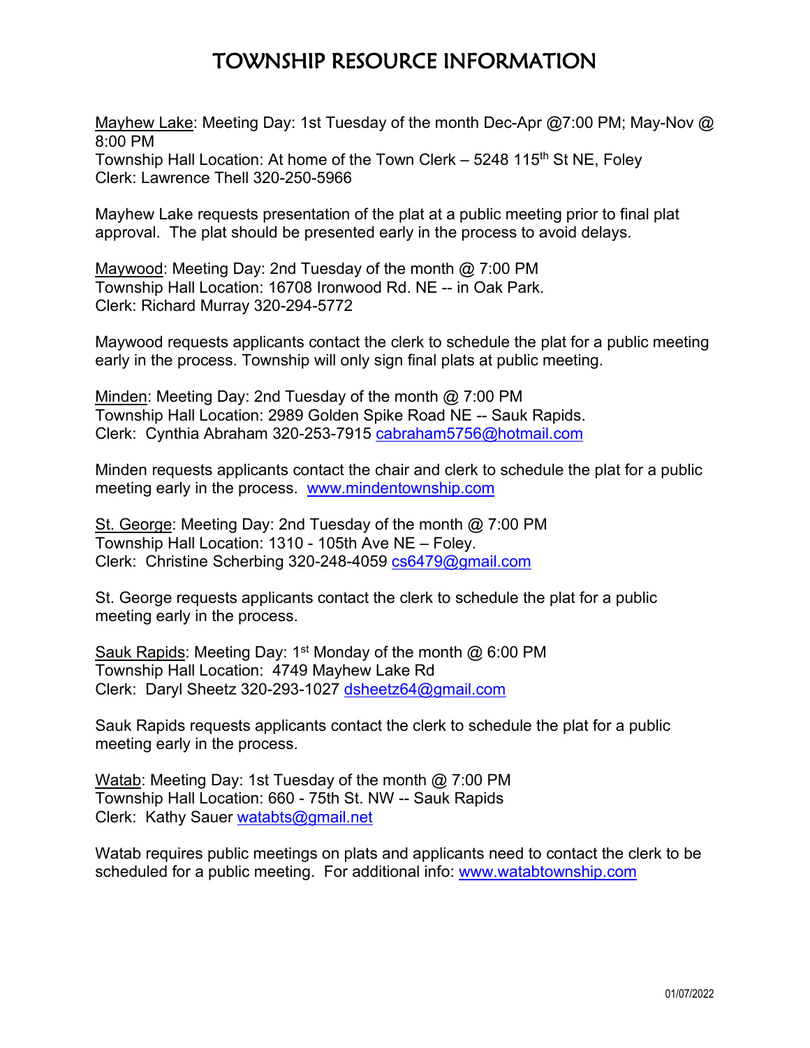# TOWNSHIP RESOURCE INFORMATION

Mayhew Lake: Meeting Day: 1st Tuesday of the month Dec-Apr @7:00 PM; May-Nov @ 8:00 PM
Township Hall Location: At home of the Town Clerk – 5248 115th St NE, Foley
Clerk: Lawrence Thell 320-250-5966

Mayhew Lake requests presentation of the plat at a public meeting prior to final plat approval. The plat should be presented early in the process to avoid delays.

Maywood: Meeting Day: 2nd Tuesday of the month @ 7:00 PM
Township Hall Location: 16708 Ironwood Rd. NE -- in Oak Park.
Clerk: Richard Murray 320-294-5772

Maywood requests applicants contact the clerk to schedule the plat for a public meeting early in the process. Township will only sign final plats at public meeting.

Minden: Meeting Day: 2nd Tuesday of the month @ 7:00 PM
Township Hall Location: 2989 Golden Spike Road NE -- Sauk Rapids.
Clerk: Cynthia Abraham 320-253-7915 cabraham5756@hotmail.com

Minden requests applicants contact the chair and clerk to schedule the plat for a public meeting early in the process. www.mindentownship.com

St. George: Meeting Day: 2nd Tuesday of the month @ 7:00 PM
Township Hall Location: 1310 - 105th Ave NE – Foley.
Clerk: Christine Scherbing 320-248-4059 cs6479@gmail.com

St. George requests applicants contact the clerk to schedule the plat for a public meeting early in the process.

Sauk Rapids: Meeting Day: 1st Monday of the month @ 6:00 PM
Township Hall Location: 4749 Mayhew Lake Rd
Clerk: Daryl Sheetz 320-293-1027 dsheetz64@gmail.com

Sauk Rapids requests applicants contact the clerk to schedule the plat for a public meeting early in the process.

Watab: Meeting Day: 1st Tuesday of the month @ 7:00 PM
Township Hall Location: 660 - 75th St. NW -- Sauk Rapids
Clerk: Kathy Sauer watabts@gmail.net

Watab requires public meetings on plats and applicants need to contact the clerk to be scheduled for a public meeting. For additional info: www.watabtownship.com

01/07/2022